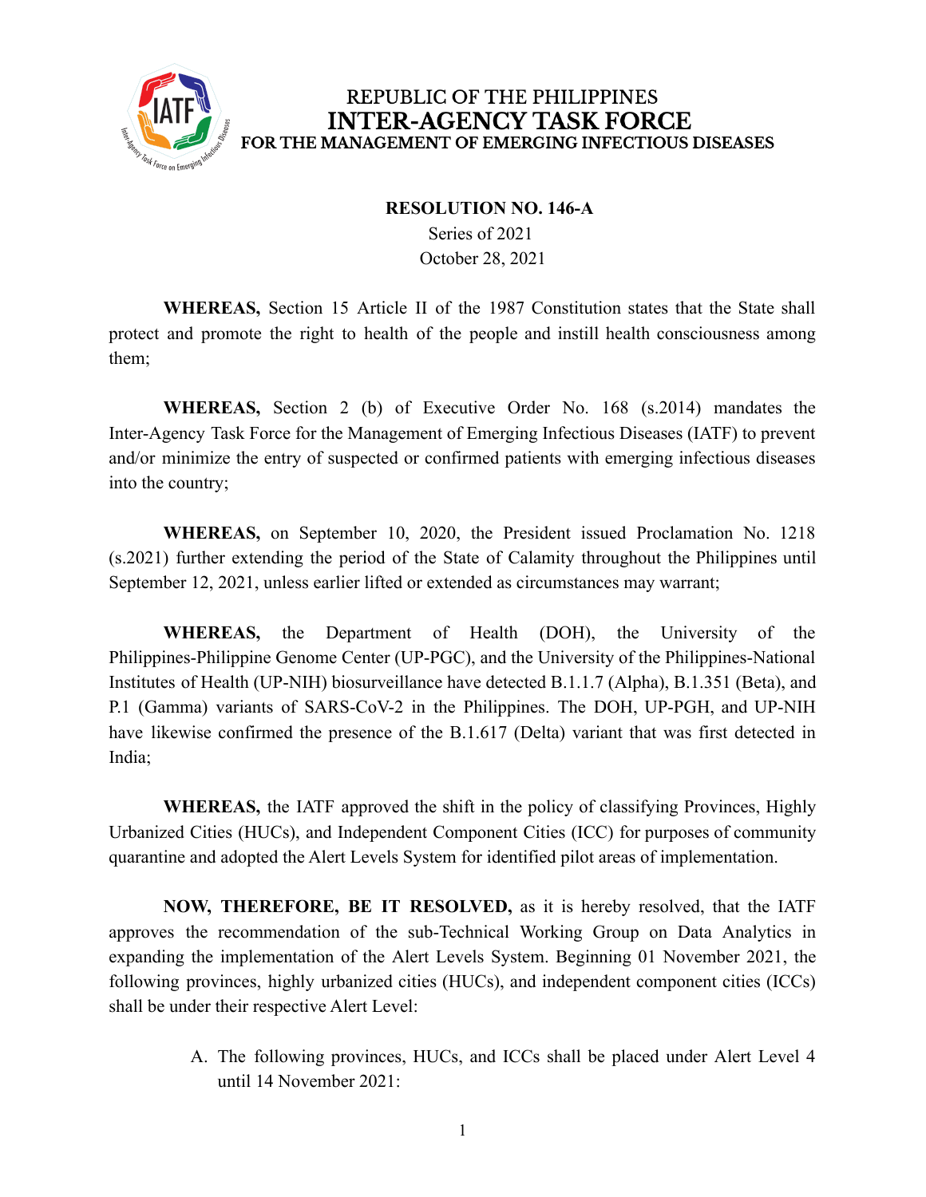# REPUBLIC OF THE PHILIPPINES
# INTER-AGENCY TASK FORCE
## FOR THE MANAGEMENT OF EMERGING INFECTIOUS DISEASES

**RESOLUTION NO. 146-A**
Series of 2021
October 28, 2021

**WHEREAS,** Section 15 Article II of the 1987 Constitution states that the State shall protect and promote the right to health of the people and instill health consciousness among them;

**WHEREAS,** Section 2 (b) of Executive Order No. 168 (s.2014) mandates the Inter-Agency Task Force for the Management of Emerging Infectious Diseases (IATF) to prevent and/or minimize the entry of suspected or confirmed patients with emerging infectious diseases into the country;

**WHEREAS,** on September 10, 2020, the President issued Proclamation No. 1218 (s.2021) further extending the period of the State of Calamity throughout the Philippines until September 12, 2021, unless earlier lifted or extended as circumstances may warrant;

**WHEREAS,** the Department of Health (DOH), the University of the Philippines-Philippine Genome Center (UP-PGC), and the University of the Philippines-National Institutes of Health (UP-NIH) biosurveillance have detected B.1.1.7 (Alpha), B.1.351 (Beta), and P.1 (Gamma) variants of SARS-CoV-2 in the Philippines. The DOH, UP-PGH, and UP-NIH have likewise confirmed the presence of the B.1.617 (Delta) variant that was first detected in India;

**WHEREAS,** the IATF approved the shift in the policy of classifying Provinces, Highly Urbanized Cities (HUCs), and Independent Component Cities (ICC) for purposes of community quarantine and adopted the Alert Levels System for identified pilot areas of implementation.

**NOW, THEREFORE, BE IT RESOLVED,** as it is hereby resolved, that the IATF approves the recommendation of the sub-Technical Working Group on Data Analytics in expanding the implementation of the Alert Levels System. Beginning 01 November 2021, the following provinces, highly urbanized cities (HUCs), and independent component cities (ICCs) shall be under their respective Alert Level:

A. The following provinces, HUCs, and ICCs shall be placed under Alert Level 4 until 14 November 2021: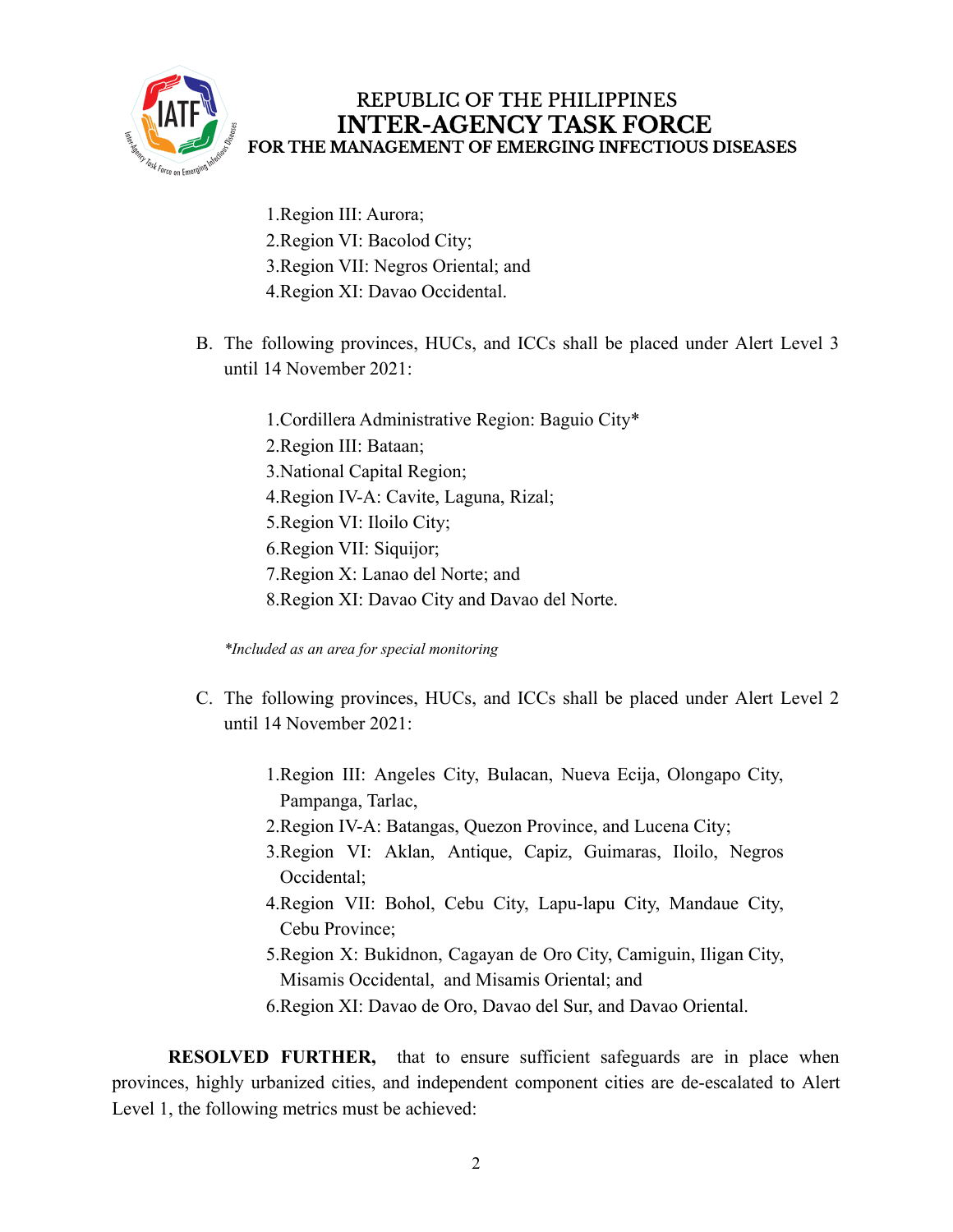1. Region III: Aurora;
2. Region VI: Bacolod City;
3. Region VII: Negros Oriental; and
4. Region XI: Davao Occidental.

B. The following provinces, HUCs, and ICCs shall be placed under Alert Level 3 until 14 November 2021:

1. Cordillera Administrative Region: Baguio City*
2. Region III: Bataan;
3. National Capital Region;
4. Region IV-A: Cavite, Laguna, Rizal;
5. Region VI: Iloilo City;
6. Region VII: Siquijor;
7. Region X: Lanao del Norte; and
8. Region XI: Davao City and Davao del Norte.

*\*Included as an area for special monitoring*

C. The following provinces, HUCs, and ICCs shall be placed under Alert Level 2 until 14 November 2021:

1. Region III: Angeles City, Bulacan, Nueva Ecija, Olongapo City, Pampanga, Tarlac,
2. Region IV-A: Batangas, Quezon Province, and Lucena City;
3. Region VI: Aklan, Antique, Capiz, Guimaras, Iloilo, Negros Occidental;
4. Region VII: Bohol, Cebu City, Lapu-lapu City, Mandaue City, Cebu Province;
5. Region X: Bukidnon, Cagayan de Oro City, Camiguin, Iligan City, Misamis Occidental, and Misamis Oriental; and
6. Region XI: Davao de Oro, Davao del Sur, and Davao Oriental.

**RESOLVED FURTHER,** that to ensure sufficient safeguards are in place when provinces, highly urbanized cities, and independent component cities are de-escalated to Alert Level 1, the following metrics must be achieved: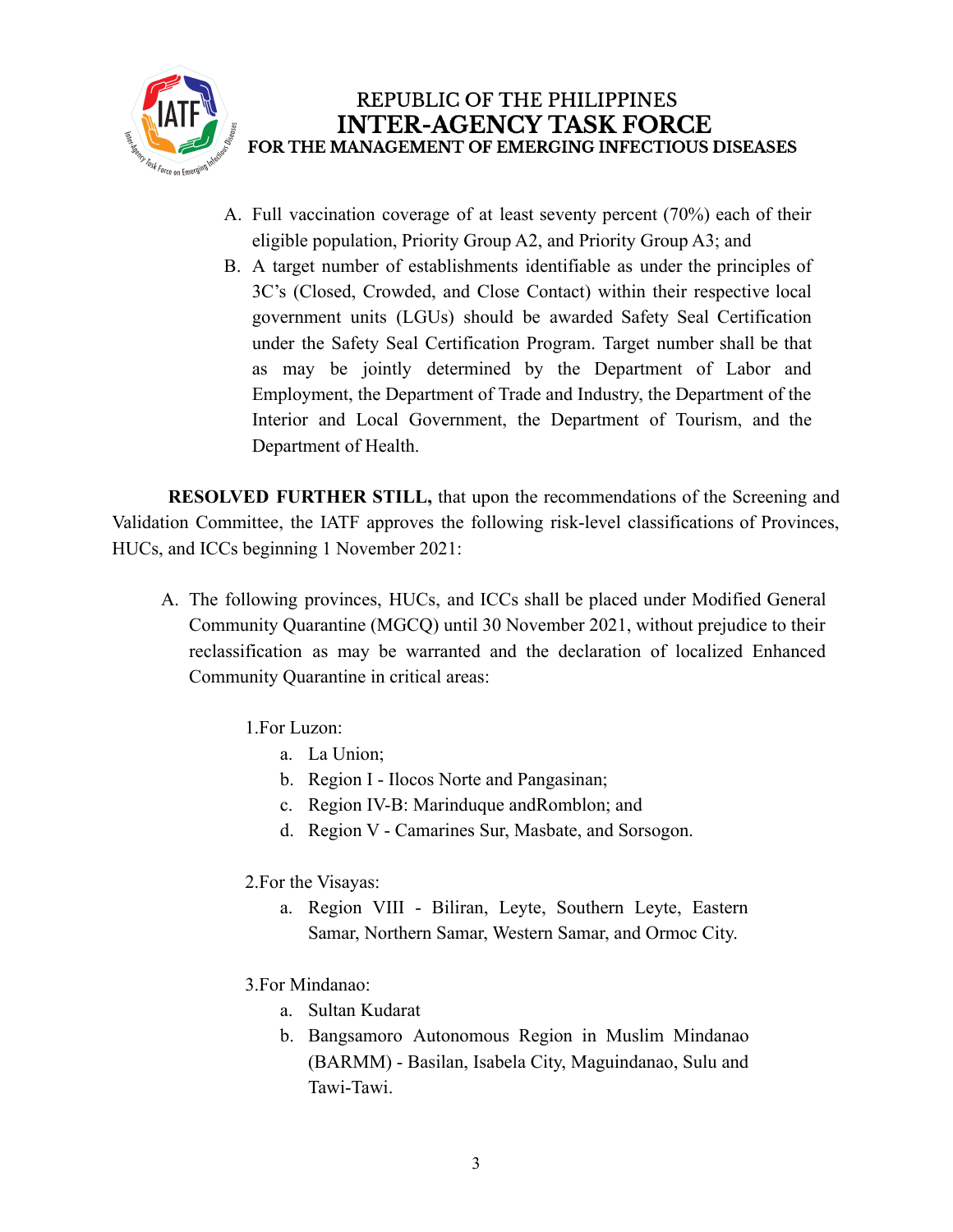A. Full vaccination coverage of at least seventy percent (70%) each of their eligible population, Priority Group A2, and Priority Group A3; and

B. A target number of establishments identifiable as under the principles of 3C's (Closed, Crowded, and Close Contact) within their respective local government units (LGUs) should be awarded Safety Seal Certification under the Safety Seal Certification Program. Target number shall be that as may be jointly determined by the Department of Labor and Employment, the Department of Trade and Industry, the Department of the Interior and Local Government, the Department of Tourism, and the Department of Health.

**RESOLVED FURTHER STILL,** that upon the recommendations of the Screening and Validation Committee, the IATF approves the following risk-level classifications of Provinces, HUCs, and ICCs beginning 1 November 2021:

A. The following provinces, HUCs, and ICCs shall be placed under Modified General Community Quarantine (MGCQ) until 30 November 2021, without prejudice to their reclassification as may be warranted and the declaration of localized Enhanced Community Quarantine in critical areas:

1.For Luzon:

a. La Union;
b. Region I - Ilocos Norte and Pangasinan;
c. Region IV-B: Marinduque andRomblon; and
d. Region V - Camarines Sur, Masbate, and Sorsogon.

2.For the Visayas:

a. Region VIII - Biliran, Leyte, Southern Leyte, Eastern Samar, Northern Samar, Western Samar, and Ormoc City.

3.For Mindanao:

a. Sultan Kudarat
b. Bangsamoro Autonomous Region in Muslim Mindanao (BARMM) - Basilan, Isabela City, Maguindanao, Sulu and Tawi-Tawi.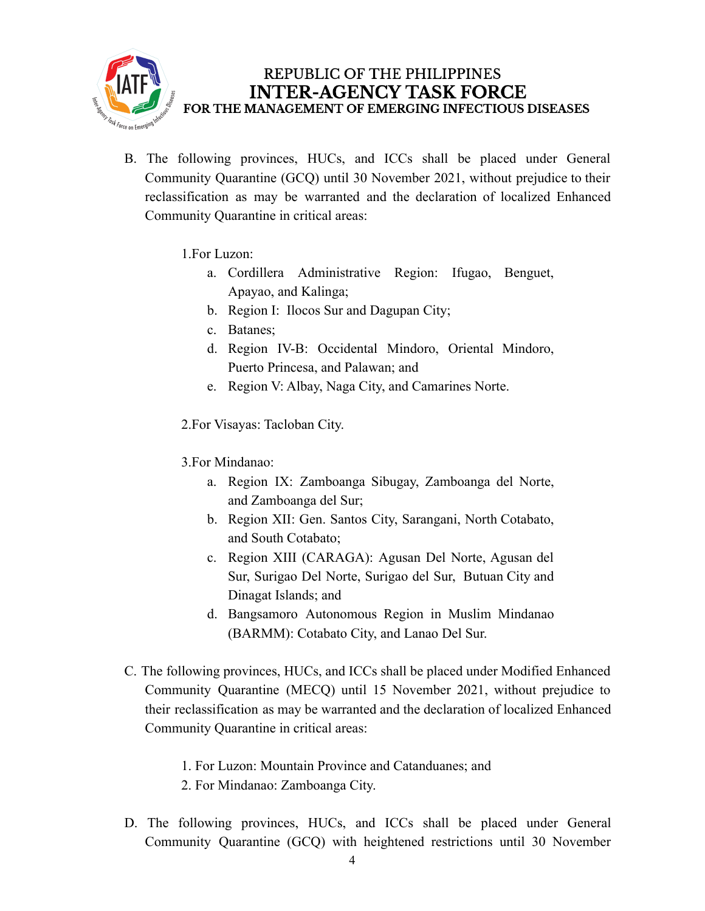B. The following provinces, HUCs, and ICCs shall be placed under General Community Quarantine (GCQ) until 30 November 2021, without prejudice to their reclassification as may be warranted and the declaration of localized Enhanced Community Quarantine in critical areas:

1. For Luzon:
    a. Cordillera Administrative Region: Ifugao, Benguet, Apayao, and Kalinga;
    b. Region I: Ilocos Sur and Dagupan City;
    c. Batanes;
    d. Region IV-B: Occidental Mindoro, Oriental Mindoro, Puerto Princesa, and Palawan; and
    e. Region V: Albay, Naga City, and Camarines Norte.

2. For Visayas: Tacloban City.

3. For Mindanao:
    a. Region IX: Zamboanga Sibugay, Zamboanga del Norte, and Zamboanga del Sur;
    b. Region XII: Gen. Santos City, Sarangani, North Cotabato, and South Cotabato;
    c. Region XIII (CARAGA): Agusan Del Norte, Agusan del Sur, Surigao Del Norte, Surigao del Sur, Butuan City and Dinagat Islands; and
    d. Bangsamoro Autonomous Region in Muslim Mindanao (BARMM): Cotabato City, and Lanao Del Sur.

C. The following provinces, HUCs, and ICCs shall be placed under Modified Enhanced Community Quarantine (MECQ) until 15 November 2021, without prejudice to their reclassification as may be warranted and the declaration of localized Enhanced Community Quarantine in critical areas:

1. For Luzon: Mountain Province and Catanduanes; and
2. For Mindanao: Zamboanga City.

D. The following provinces, HUCs, and ICCs shall be placed under General Community Quarantine (GCQ) with heightened restrictions until 30 November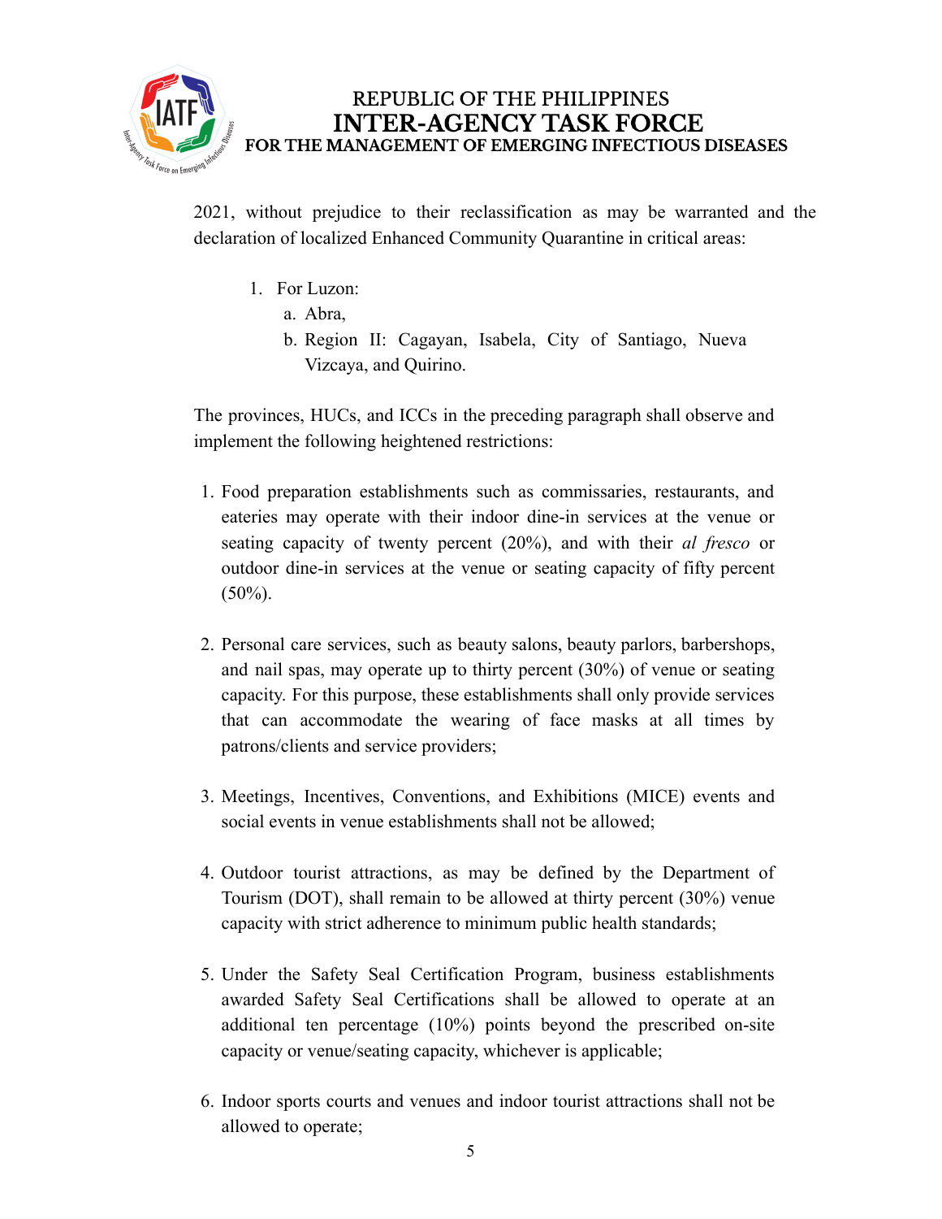2021, without prejudice to their reclassification as may be warranted and the declaration of localized Enhanced Community Quarantine in critical areas:

1. For Luzon:
   a. Abra,
   b. Region II: Cagayan, Isabela, City of Santiago, Nueva Vizcaya, and Quirino.

The provinces, HUCs, and ICCs in the preceding paragraph shall observe and implement the following heightened restrictions:

1. Food preparation establishments such as commissaries, restaurants, and eateries may operate with their indoor dine-in services at the venue or seating capacity of twenty percent (20%), and with their *al fresco* or outdoor dine-in services at the venue or seating capacity of fifty percent (50%).

2. Personal care services, such as beauty salons, beauty parlors, barbershops, and nail spas, may operate up to thirty percent (30%) of venue or seating capacity. For this purpose, these establishments shall only provide services that can accommodate the wearing of face masks at all times by patrons/clients and service providers;

3. Meetings, Incentives, Conventions, and Exhibitions (MICE) events and social events in venue establishments shall not be allowed;

4. Outdoor tourist attractions, as may be defined by the Department of Tourism (DOT), shall remain to be allowed at thirty percent (30%) venue capacity with strict adherence to minimum public health standards;

5. Under the Safety Seal Certification Program, business establishments awarded Safety Seal Certifications shall be allowed to operate at an additional ten percentage (10%) points beyond the prescribed on-site capacity or venue/seating capacity, whichever is applicable;

6. Indoor sports courts and venues and indoor tourist attractions shall not be allowed to operate;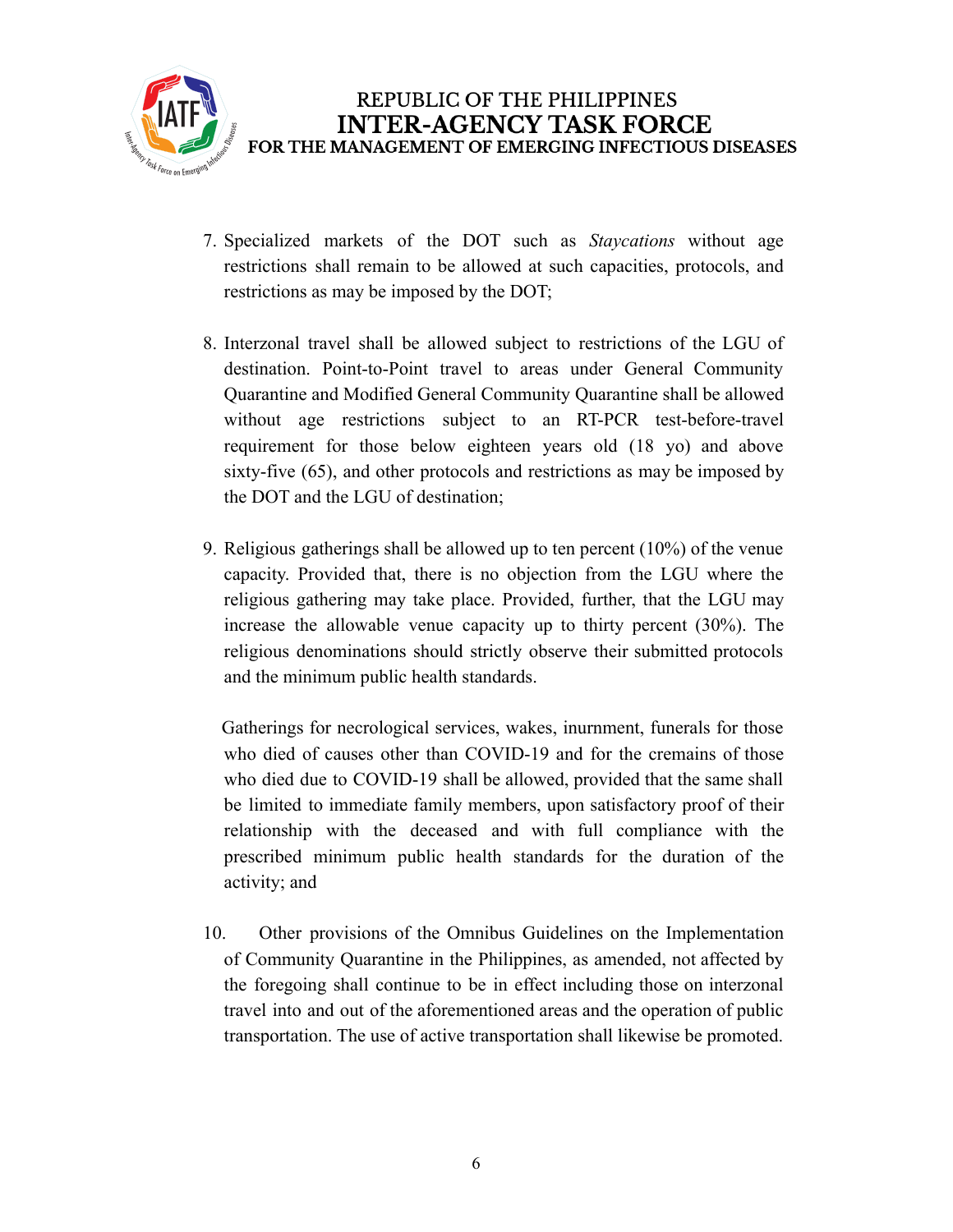7. Specialized markets of the DOT such as *Staycations* without age restrictions shall remain to be allowed at such capacities, protocols, and restrictions as may be imposed by the DOT;

8. Interzonal travel shall be allowed subject to restrictions of the LGU of destination. Point-to-Point travel to areas under General Community Quarantine and Modified General Community Quarantine shall be allowed without age restrictions subject to an RT-PCR test-before-travel requirement for those below eighteen years old (18 yo) and above sixty-five (65), and other protocols and restrictions as may be imposed by the DOT and the LGU of destination;

9. Religious gatherings shall be allowed up to ten percent (10%) of the venue capacity. Provided that, there is no objection from the LGU where the religious gathering may take place. Provided, further, that the LGU may increase the allowable venue capacity up to thirty percent (30%). The religious denominations should strictly observe their submitted protocols and the minimum public health standards.

   Gatherings for necrological services, wakes, inurnment, funerals for those who died of causes other than COVID-19 and for the cremains of those who died due to COVID-19 shall be allowed, provided that the same shall be limited to immediate family members, upon satisfactory proof of their relationship with the deceased and with full compliance with the prescribed minimum public health standards for the duration of the activity; and

10. Other provisions of the Omnibus Guidelines on the Implementation of Community Quarantine in the Philippines, as amended, not affected by the foregoing shall continue to be in effect including those on interzonal travel into and out of the aforementioned areas and the operation of public transportation. The use of active transportation shall likewise be promoted.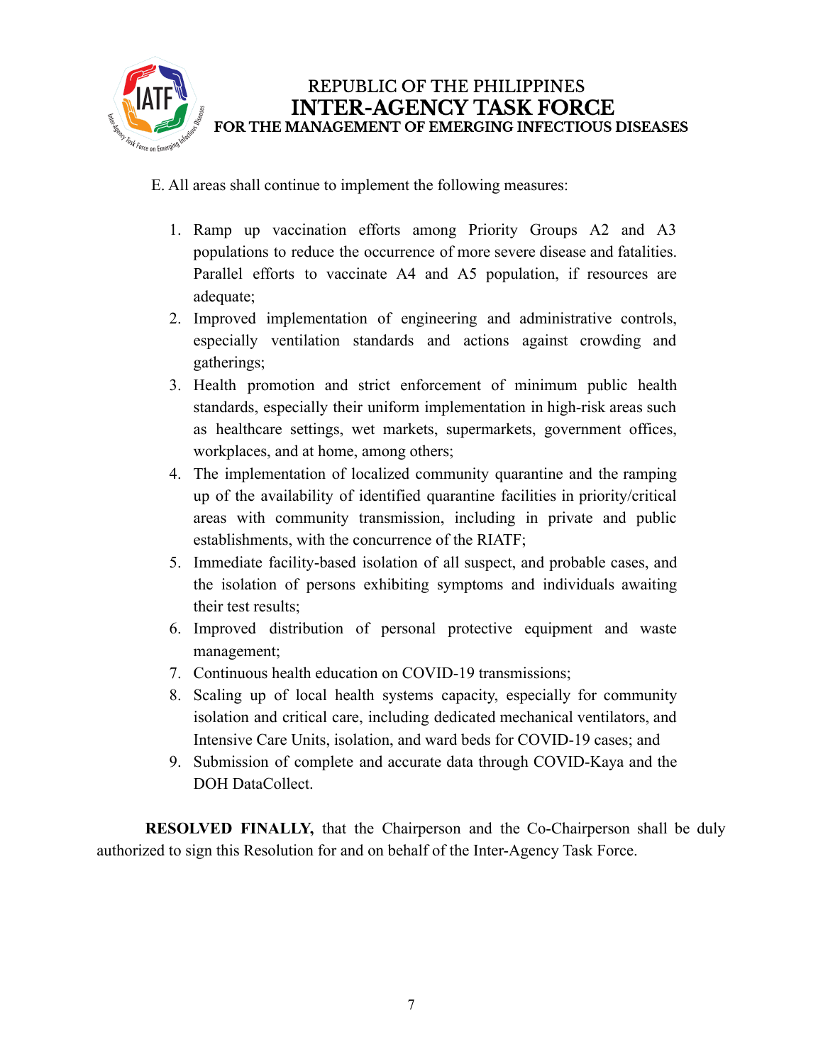E. All areas shall continue to implement the following measures:

1. Ramp up vaccination efforts among Priority Groups A2 and A3 populations to reduce the occurrence of more severe disease and fatalities. Parallel efforts to vaccinate A4 and A5 population, if resources are adequate;
2. Improved implementation of engineering and administrative controls, especially ventilation standards and actions against crowding and gatherings;
3. Health promotion and strict enforcement of minimum public health standards, especially their uniform implementation in high-risk areas such as healthcare settings, wet markets, supermarkets, government offices, workplaces, and at home, among others;
4. The implementation of localized community quarantine and the ramping up of the availability of identified quarantine facilities in priority/critical areas with community transmission, including in private and public establishments, with the concurrence of the RIATF;
5. Immediate facility-based isolation of all suspect, and probable cases, and the isolation of persons exhibiting symptoms and individuals awaiting their test results;
6. Improved distribution of personal protective equipment and waste management;
7. Continuous health education on COVID-19 transmissions;
8. Scaling up of local health systems capacity, especially for community isolation and critical care, including dedicated mechanical ventilators, and Intensive Care Units, isolation, and ward beds for COVID-19 cases; and
9. Submission of complete and accurate data through COVID-Kaya and the DOH DataCollect.

**RESOLVED FINALLY,** that the Chairperson and the Co-Chairperson shall be duly authorized to sign this Resolution for and on behalf of the Inter-Agency Task Force.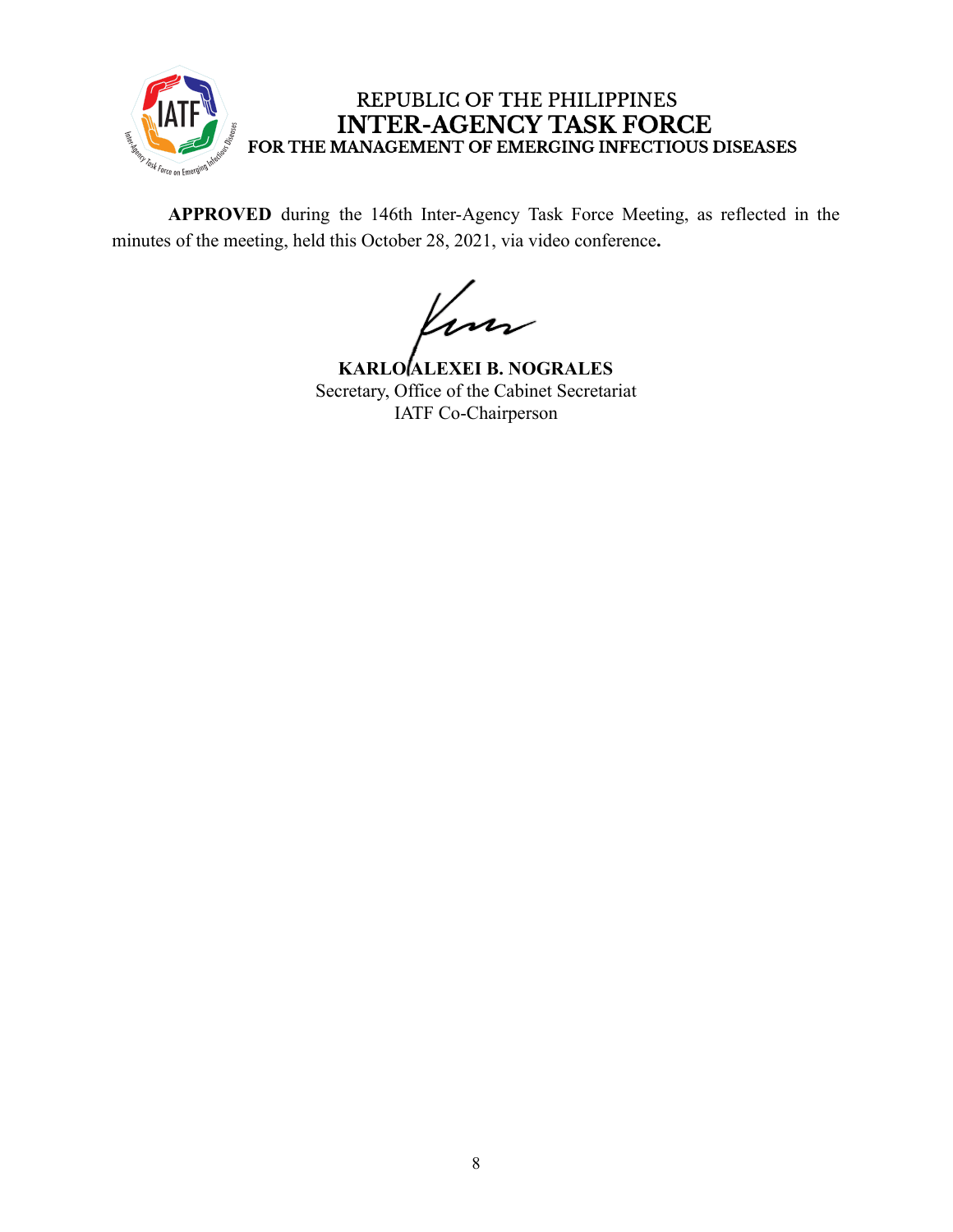REPUBLIC OF THE PHILIPPINES
**INTER-AGENCY TASK FORCE**
**FOR THE MANAGEMENT OF EMERGING INFECTIOUS DISEASES**

**APPROVED** during the 146th Inter-Agency Task Force Meeting, as reflected in the minutes of the meeting, held this October 28, 2021, via video conference**.**

**KARLO ALEXEI B. NOGRALES**
Secretary, Office of the Cabinet Secretariat
IATF Co-Chairperson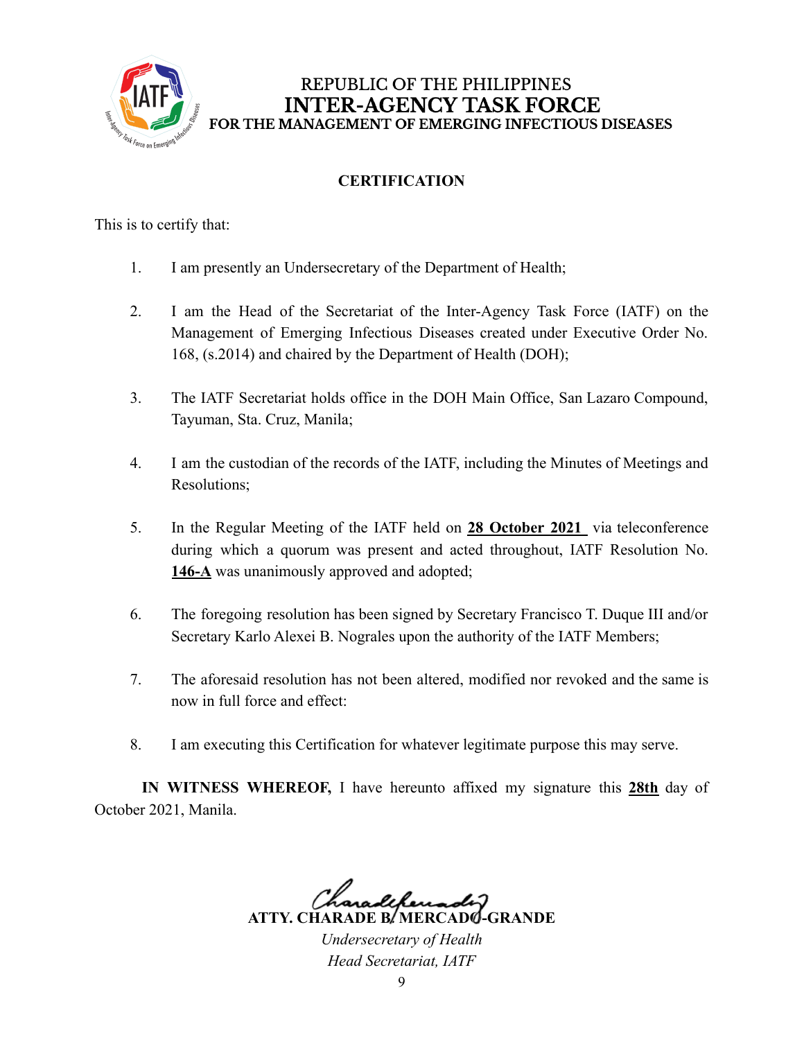REPUBLIC OF THE PHILIPPINES

**INTER-AGENCY TASK FORCE**

**FOR THE MANAGEMENT OF EMERGING INFECTIOUS DISEASES**

## CERTIFICATION

This is to certify that:

1. I am presently an Undersecretary of the Department of Health;
2. I am the Head of the Secretariat of the Inter-Agency Task Force (IATF) on the Management of Emerging Infectious Diseases created under Executive Order No. 168, (s.2014) and chaired by the Department of Health (DOH);
3. The IATF Secretariat holds office in the DOH Main Office, San Lazaro Compound, Tayuman, Sta. Cruz, Manila;
4. I am the custodian of the records of the IATF, including the Minutes of Meetings and Resolutions;
5. In the Regular Meeting of the IATF held on **28 October 2021** via teleconference during which a quorum was present and acted throughout, IATF Resolution No. **146-A** was unanimously approved and adopted;
6. The foregoing resolution has been signed by Secretary Francisco T. Duque III and/or Secretary Karlo Alexei B. Nograles upon the authority of the IATF Members;
7. The aforesaid resolution has not been altered, modified nor revoked and the same is now in full force and effect:
8. I am executing this Certification for whatever legitimate purpose this may serve.

**IN WITNESS WHEREOF,** I have hereunto affixed my signature this **28th** day of October 2021, Manila.

**ATTY. CHARADE B. MERCADO-GRANDE**

*Undersecretary of Health*

*Head Secretariat, IATF*